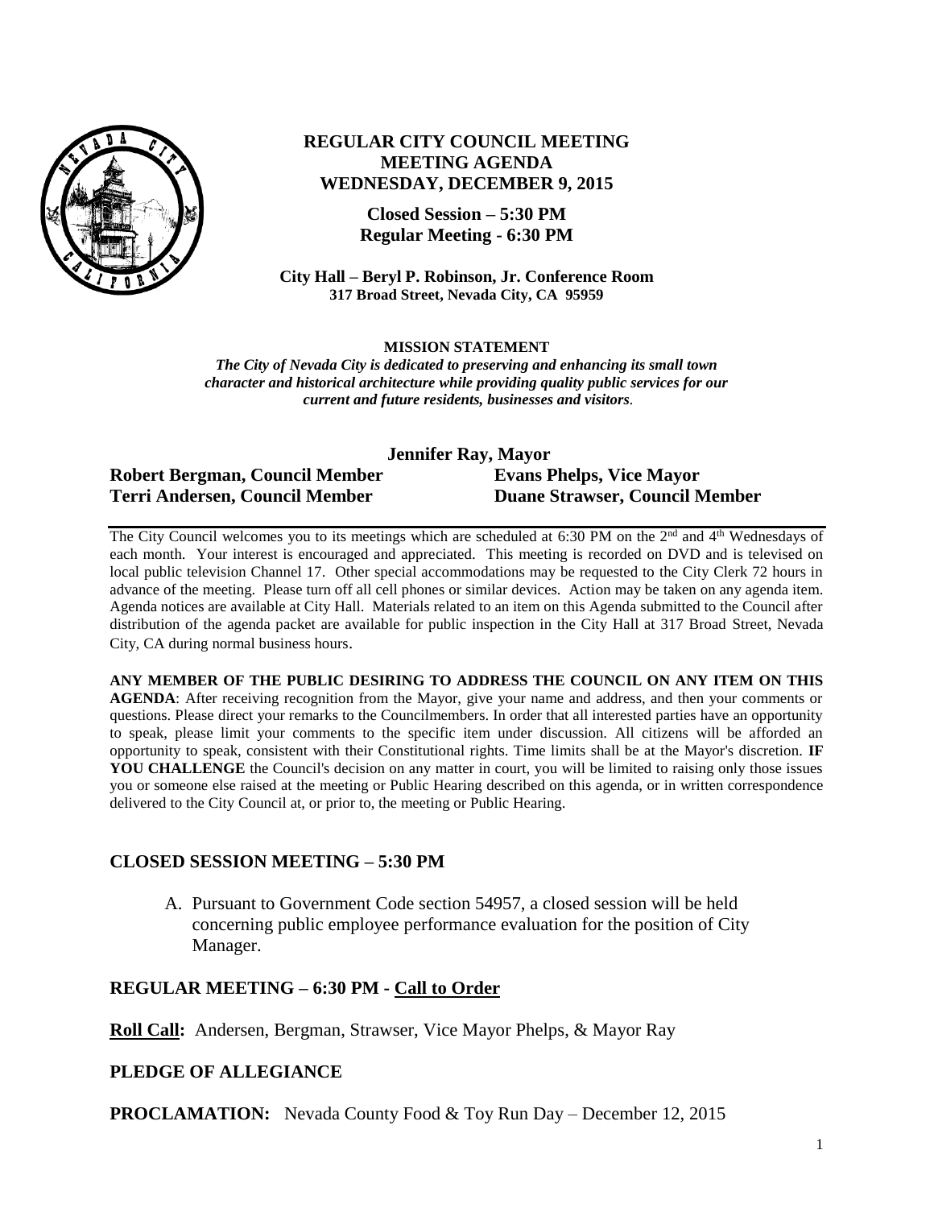# REGULAR CITY COUNCIL MEETING
# MEETING AGENDA
# WEDNESDAY, DECEMBER 9, 2015

**Closed Session – 5:30 PM**
**Regular Meeting - 6:30 PM**

**City Hall – Beryl P. Robinson, Jr. Conference Room**
**317 Broad Street, Nevada City, CA 95959**

**MISSION STATEMENT**

***The City of Nevada City is dedicated to preserving and enhancing its small town character and historical architecture while providing quality public services for our current and future residents, businesses and visitors.***

**Jennifer Ray, Mayor**

**Robert Bergman, Council Member** | **Evans Phelps, Vice Mayor**
**Terri Andersen, Council Member** | **Duane Strawser, Council Member**

The City Council welcomes you to its meetings which are scheduled at 6:30 PM on the 2nd and 4th Wednesdays of each month. Your interest is encouraged and appreciated. This meeting is recorded on DVD and is televised on local public television Channel 17. Other special accommodations may be requested to the City Clerk 72 hours in advance of the meeting. Please turn off all cell phones or similar devices. Action may be taken on any agenda item. Agenda notices are available at City Hall. Materials related to an item on this Agenda submitted to the Council after distribution of the agenda packet are available for public inspection in the City Hall at 317 Broad Street, Nevada City, CA during normal business hours.

**ANY MEMBER OF THE PUBLIC DESIRING TO ADDRESS THE COUNCIL ON ANY ITEM ON THIS AGENDA**: After receiving recognition from the Mayor, give your name and address, and then your comments or questions. Please direct your remarks to the Councilmembers. In order that all interested parties have an opportunity to speak, please limit your comments to the specific item under discussion. All citizens will be afforded an opportunity to speak, consistent with their Constitutional rights. Time limits shall be at the Mayor's discretion. **IF YOU CHALLENGE** the Council's decision on any matter in court, you will be limited to raising only those issues you or someone else raised at the meeting or Public Hearing described on this agenda, or in written correspondence delivered to the City Council at, or prior to, the meeting or Public Hearing.

## CLOSED SESSION MEETING – 5:30 PM

A. Pursuant to Government Code section 54957, a closed session will be held concerning public employee performance evaluation for the position of City Manager.

## REGULAR MEETING – 6:30 PM - Call to Order

**Roll Call:** Andersen, Bergman, Strawser, Vice Mayor Phelps, & Mayor Ray

## PLEDGE OF ALLEGIANCE

**PROCLAMATION:** Nevada County Food & Toy Run Day – December 12, 2015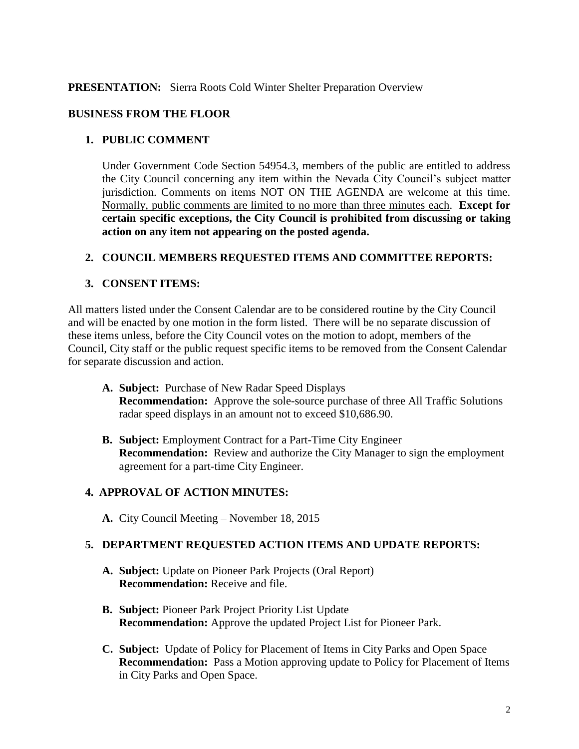**PRESENTATION:** Sierra Roots Cold Winter Shelter Preparation Overview

**BUSINESS FROM THE FLOOR**

1. **PUBLIC COMMENT**

   Under Government Code Section 54954.3, members of the public are entitled to address the City Council concerning any item within the Nevada City Council's subject matter jurisdiction. Comments on items NOT ON THE AGENDA are welcome at this time. Normally, public comments are limited to no more than three minutes each. **Except for certain specific exceptions, the City Council is prohibited from discussing or taking action on any item not appearing on the posted agenda.**

2. **COUNCIL MEMBERS REQUESTED ITEMS AND COMMITTEE REPORTS:**

3. **CONSENT ITEMS:**

All matters listed under the Consent Calendar are to be considered routine by the City Council and will be enacted by one motion in the form listed. There will be no separate discussion of these items unless, before the City Council votes on the motion to adopt, members of the Council, City staff or the public request specific items to be removed from the Consent Calendar for separate discussion and action.

   **A. Subject:** Purchase of New Radar Speed Displays
   **Recommendation:** Approve the sole-source purchase of three All Traffic Solutions radar speed displays in an amount not to exceed $10,686.90.

   **B. Subject:** Employment Contract for a Part-Time City Engineer
   **Recommendation:** Review and authorize the City Manager to sign the employment agreement for a part-time City Engineer.

4. **APPROVAL OF ACTION MINUTES:**

   **A.** City Council Meeting – November 18, 2015

5. **DEPARTMENT REQUESTED ACTION ITEMS AND UPDATE REPORTS:**

   **A. Subject:** Update on Pioneer Park Projects (Oral Report)
   **Recommendation:** Receive and file.

   **B. Subject:** Pioneer Park Project Priority List Update
   **Recommendation:** Approve the updated Project List for Pioneer Park.

   **C. Subject:** Update of Policy for Placement of Items in City Parks and Open Space
   **Recommendation:** Pass a Motion approving update to Policy for Placement of Items in City Parks and Open Space.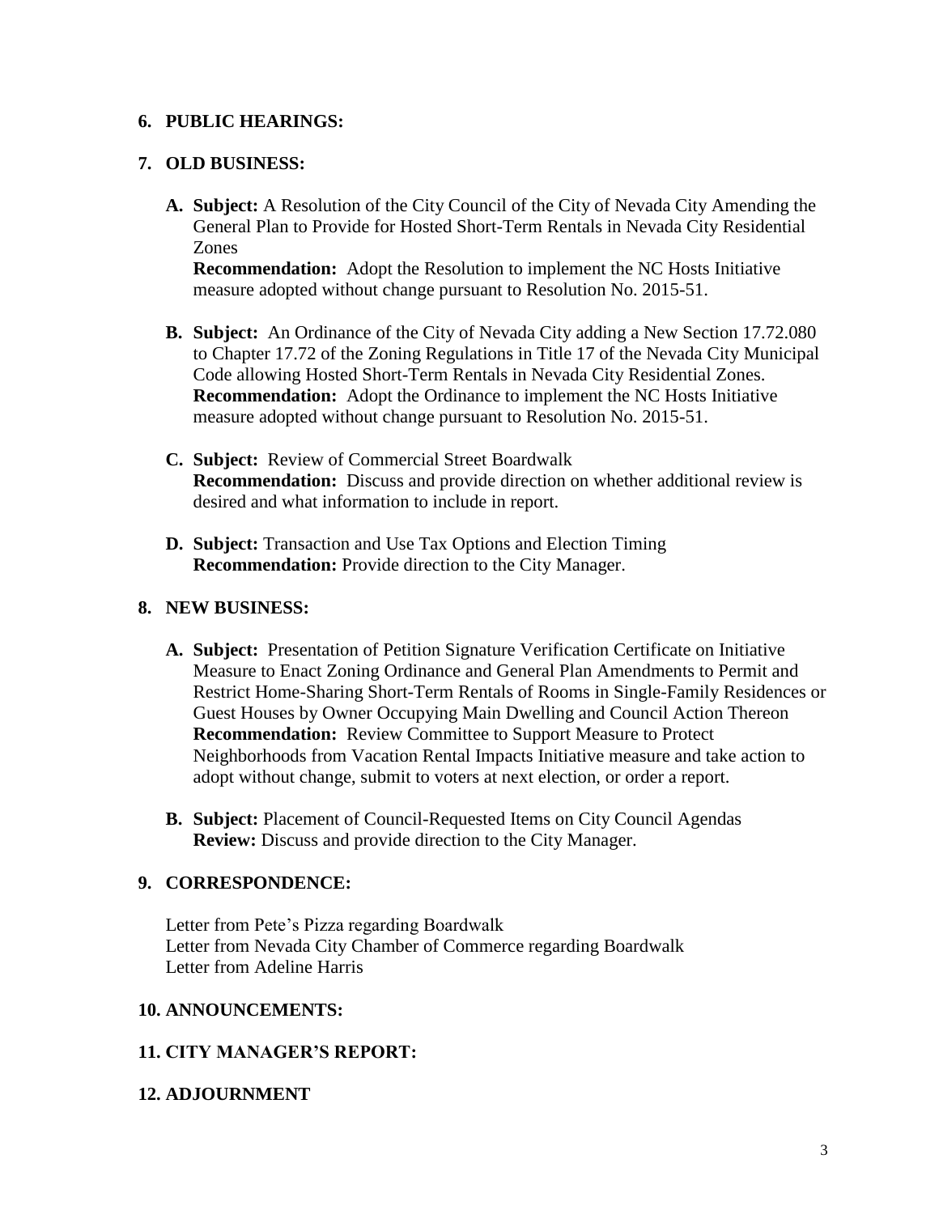**6. PUBLIC HEARINGS:**

**7. OLD BUSINESS:**

**A. Subject:** A Resolution of the City Council of the City of Nevada City Amending the General Plan to Provide for Hosted Short-Term Rentals in Nevada City Residential Zones
**Recommendation:** Adopt the Resolution to implement the NC Hosts Initiative measure adopted without change pursuant to Resolution No. 2015-51.

**B. Subject:** An Ordinance of the City of Nevada City adding a New Section 17.72.080 to Chapter 17.72 of the Zoning Regulations in Title 17 of the Nevada City Municipal Code allowing Hosted Short-Term Rentals in Nevada City Residential Zones.
**Recommendation:** Adopt the Ordinance to implement the NC Hosts Initiative measure adopted without change pursuant to Resolution No. 2015-51.

**C. Subject:** Review of Commercial Street Boardwalk
**Recommendation:** Discuss and provide direction on whether additional review is desired and what information to include in report.

**D. Subject:** Transaction and Use Tax Options and Election Timing
**Recommendation:** Provide direction to the City Manager.

**8. NEW BUSINESS:**

**A. Subject:** Presentation of Petition Signature Verification Certificate on Initiative Measure to Enact Zoning Ordinance and General Plan Amendments to Permit and Restrict Home-Sharing Short-Term Rentals of Rooms in Single-Family Residences or Guest Houses by Owner Occupying Main Dwelling and Council Action Thereon
**Recommendation:** Review Committee to Support Measure to Protect Neighborhoods from Vacation Rental Impacts Initiative measure and take action to adopt without change, submit to voters at next election, or order a report.

**B. Subject:** Placement of Council-Requested Items on City Council Agendas
**Review:** Discuss and provide direction to the City Manager.

**9. CORRESPONDENCE:**

Letter from Pete's Pizza regarding Boardwalk
Letter from Nevada City Chamber of Commerce regarding Boardwalk
Letter from Adeline Harris

**10. ANNOUNCEMENTS:**

**11. CITY MANAGER'S REPORT:**

**12. ADJOURNMENT**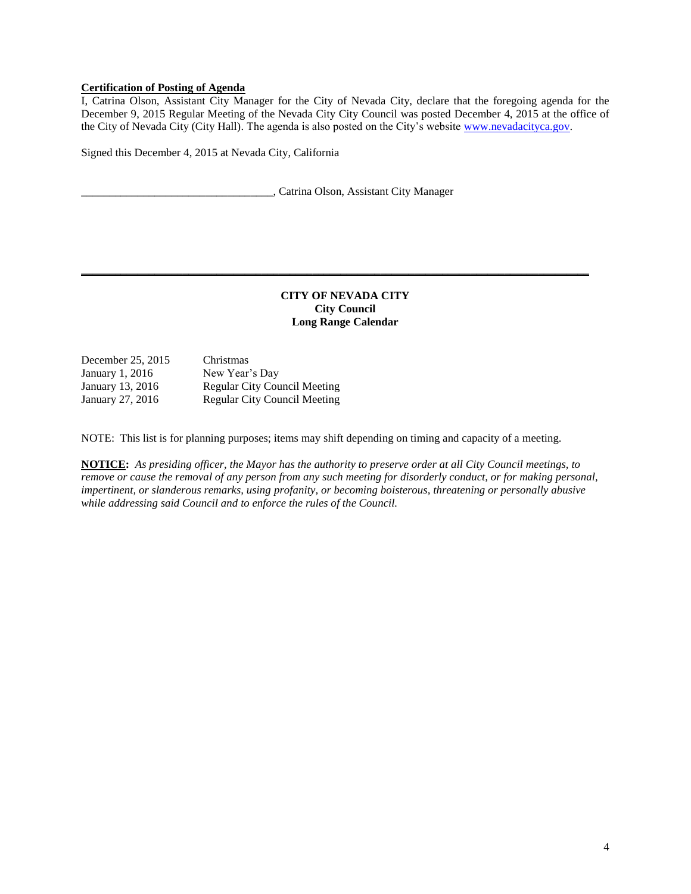**Certification of Posting of Agenda**

I, Catrina Olson, Assistant City Manager for the City of Nevada City, declare that the foregoing agenda for the December 9, 2015 Regular Meeting of the Nevada City City Council was posted December 4, 2015 at the office of the City of Nevada City (City Hall). The agenda is also posted on the City's website www.nevadacityca.gov.

Signed this December 4, 2015 at Nevada City, California

__________________________________, Catrina Olson, Assistant City Manager

---

**CITY OF NEVADA CITY**
**City Council**
**Long Range Calendar**

| | |
|---|---|
| December 25, 2015 | Christmas |
| January 1, 2016 | New Year's Day |
| January 13, 2016 | Regular City Council Meeting |
| January 27, 2016 | Regular City Council Meeting |

NOTE: This list is for planning purposes; items may shift depending on timing and capacity of a meeting.

**NOTICE:** *As presiding officer, the Mayor has the authority to preserve order at all City Council meetings, to remove or cause the removal of any person from any such meeting for disorderly conduct, or for making personal, impertinent, or slanderous remarks, using profanity, or becoming boisterous, threatening or personally abusive while addressing said Council and to enforce the rules of the Council.*